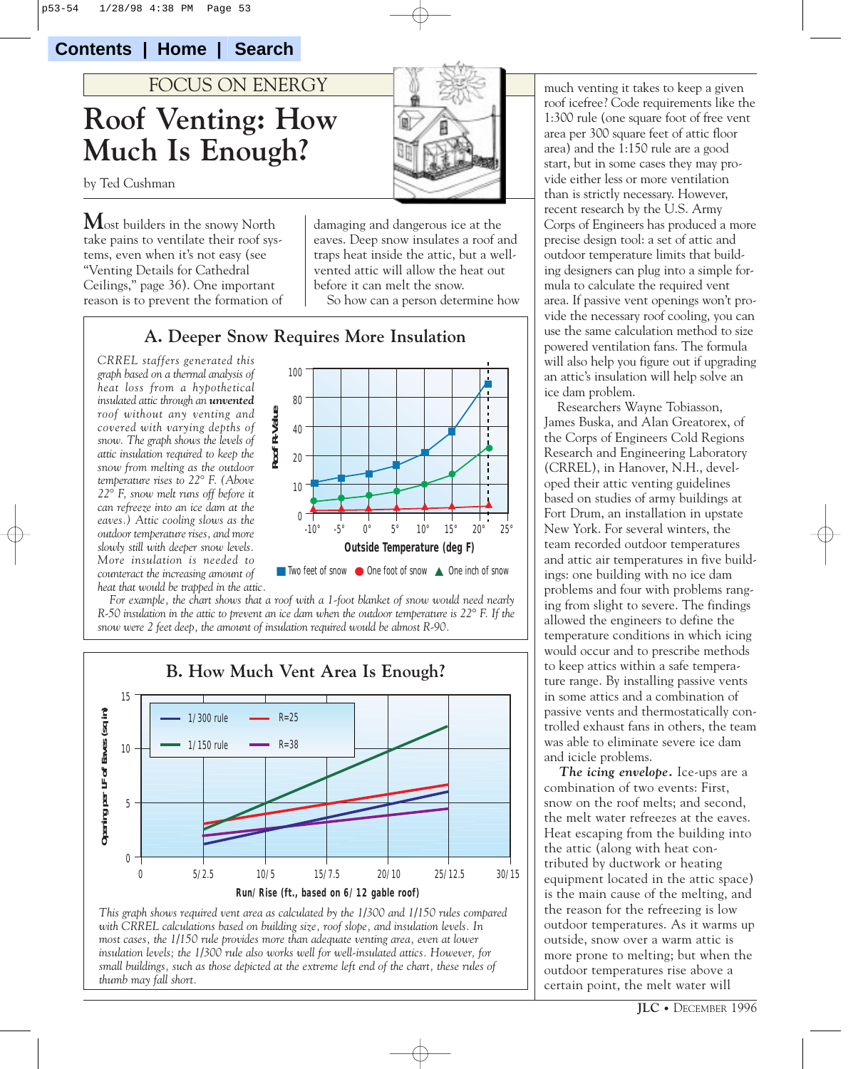FOCUS ON ENERGY

# Roof Venting: How Much Is Enough?

by Ted Cushman

Most builders in the snowy North take pains to ventilate their roof systems, even when it's not easy (see "Venting Details for Cathedral Ceilings," page 36). One important reason is to prevent the formation of damaging and dangerous ice at the eaves. Deep snow insulates a roof and traps heat inside the attic, but a well-vented attic will allow the heat out before it can melt the snow.

So how can a person determine how much venting it takes to keep a given roof icefree? Code requirements like the 1:300 rule (one square foot of free vent area per 300 square feet of attic floor area) and the 1:150 rule are a good start, but in some cases they may provide either less or more ventilation than is strictly necessary. However, recent research by the U.S. Army Corps of Engineers has produced a more precise design tool: a set of attic and outdoor temperature limits that building designers can plug into a simple formula to calculate the required vent area. If passive vent openings won't provide the necessary roof cooling, you can use the same calculation method to size powered ventilation fans. The formula will also help you figure out if upgrading an attic's insulation will help solve an ice dam problem.

Researchers Wayne Tobiasson, James Buska, and Alan Greatorex, of the Corps of Engineers Cold Regions Research and Engineering Laboratory (CRREL), in Hanover, N.H., developed their attic venting guidelines based on studies of army buildings at Fort Drum, an installation in upstate New York. For several winters, the team recorded outdoor temperatures and attic air temperatures in five buildings: one building with no ice dam problems and four with problems ranging from slight to severe. The findings allowed the engineers to define the temperature conditions in which icing would occur and to prescribe methods to keep attics within a safe temperature range. By installing passive vents in some attics and a combination of passive vents and thermostatically controlled exhaust fans in others, the team was able to eliminate severe ice dam and icicle problems.

***The icing envelope.*** Ice-ups are a combination of two events: First, snow on the roof melts; and second, the melt water refreezes at the eaves. Heat escaping from the building into the attic (along with heat contributed by ductwork or heating equipment located in the attic space) is the main cause of the melting, and the reason for the refreezing is low outdoor temperatures. As it warms up outside, snow over a warm attic is more prone to melting; but when the outdoor temperatures rise above a certain point, the melt water will

## A. Deeper Snow Requires More Insulation

*CRREL staffers generated this graph based on a thermal analysis of heat loss from a hypothetical insulated attic through an* ***unvented*** *roof without any venting and covered with varying depths of snow. The graph shows the levels of attic insulation required to keep the snow from melting as the outdoor temperature rises to 22° F. (Above 22° F, snow melt runs off before it can refreeze into an ice dam at the eaves.) Attic cooling slows as the outdoor temperature rises, and more slowly still with deeper snow levels. More insulation is needed to counteract the increasing amount of heat that would be trapped in the attic.*

*For example, the chart shows that a roof with a 1-foot blanket of snow would need nearly R-50 insulation in the attic to prevent an ice dam when the outdoor temperature is 22° F. If the snow were 2 feet deep, the amount of insulation required would be almost R-90.*

## B. How Much Vent Area Is Enough?

*This graph shows required vent area as calculated by the 1/300 and 1/150 rules compared with CRREL calculations based on building size, roof slope, and insulation levels. In most cases, the 1/150 rule provides more than adequate venting area, even at lower insulation levels; the 1/300 rule also works well for well-insulated attics. However, for small buildings, such as those depicted at the extreme left end of the chart, these rules of thumb may fall short.*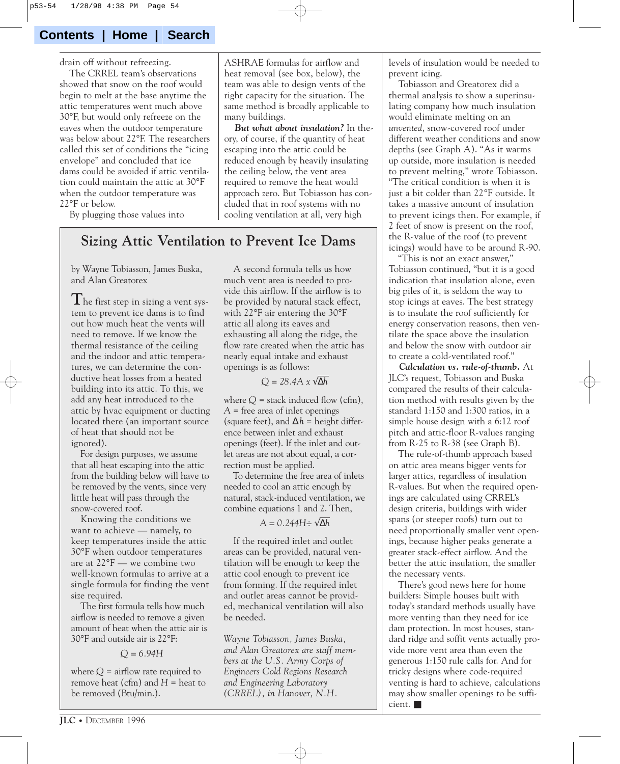drain off without refreezing.

The CRREL team's observations showed that snow on the roof would begin to melt at the base anytime the attic temperatures went much above 30°F, but would only refreeze on the eaves when the outdoor temperature was below about 22°F. The researchers called this set of conditions the "icing envelope" and concluded that ice dams could be avoided if attic ventilation could maintain the attic at 30°F when the outdoor temperature was 22°F or below.

By plugging those values into ASHRAE formulas for airflow and heat removal (see box, below), the team was able to design vents of the right capacity for the situation. The same method is broadly applicable to many buildings.

***But what about insulation?*** In theory, of course, if the quantity of heat escaping into the attic could be reduced enough by heavily insulating the ceiling below, the vent area required to remove the heat would approach zero. But Tobiasson has concluded that in roof systems with no cooling ventilation at all, very high levels of insulation would be needed to prevent icing.

Tobiasson and Greatorex did a thermal analysis to show a superinsulating company how much insulation would eliminate melting on an *unvented*, snow-covered roof under different weather conditions and snow depths (see Graph A). "As it warms up outside, more insulation is needed to prevent melting," wrote Tobiasson. "The critical condition is when it is just a bit colder than 22°F outside. It takes a massive amount of insulation to prevent icings then. For example, if 2 feet of snow is present on the roof, the R-value of the roof (to prevent icings) would have to be around R-90.

"This is not an exact answer," Tobiasson continued, "but it is a good indication that insulation alone, even big piles of it, is seldom the way to stop icings at eaves. The best strategy is to insulate the roof sufficiently for energy conservation reasons, then ventilate the space above the insulation and below the snow with outdoor air to create a cold-ventilated roof."

***Calculation vs. rule-of-thumb.*** At JLC's request, Tobiasson and Buska compared the results of their calculation method with results given by the standard 1:150 and 1:300 ratios, in a simple house design with a 6:12 roof pitch and attic-floor R-values ranging from R-25 to R-38 (see Graph B).

The rule-of-thumb approach based on attic area means bigger vents for larger attics, regardless of insulation R-values. But when the required openings are calculated using CRREL's design criteria, buildings with wider spans (or steeper roofs) turn out to need proportionally smaller vent openings, because higher peaks generate a greater stack-effect airflow. And the better the attic insulation, the smaller the necessary vents.

There's good news here for home builders: Simple houses built with today's standard methods usually have more venting than they need for ice dam protection. In most houses, standard ridge and soffit vents actually provide more vent area than even the generous 1:150 rule calls for. And for tricky designs where code-required venting is hard to achieve, calculations may show smaller openings to be sufficient. ■

## Sizing Attic Ventilation to Prevent Ice Dams

by Wayne Tobiasson, James Buska, and Alan Greatorex

The first step in sizing a vent system to prevent ice dams is to find out how much heat the vents will need to remove. If we know the thermal resistance of the ceiling and the indoor and attic temperatures, we can determine the conductive heat losses from a heated building into its attic. To this, we add any heat introduced to the attic by hvac equipment or ducting located there (an important source of heat that should not be ignored).

For design purposes, we assume that all heat escaping into the attic from the building below will have to be removed by the vents, since very little heat will pass through the snow-covered roof.

Knowing the conditions we want to achieve — namely, to keep temperatures inside the attic 30°F when outdoor temperatures are at 22°F — we combine two well-known formulas to arrive at a single formula for finding the vent size required.

The first formula tells how much airflow is needed to remove a given amount of heat when the attic air is 30°F and outside air is 22°F:

$$Q = 6.94H$$

where $Q$ = airflow rate required to remove heat (cfm) and $H$ = heat to be removed (Btu/min.).

A second formula tells us how much vent area is needed to provide this airflow. If the airflow is to be provided by natural stack effect, with 22°F air entering the 30°F attic all along its eaves and exhausting all along the ridge, the flow rate created when the attic has nearly equal intake and exhaust openings is as follows:

$$Q = 28.4A \times \sqrt{\Delta h}$$

where $Q$ = stack induced flow (cfm), $A$ = free area of inlet openings (square feet), and $\Delta h$ = height difference between inlet and exhaust openings (feet). If the inlet and outlet areas are not about equal, a correction must be applied.

To determine the free area of inlets needed to cool an attic enough by natural, stack-induced ventilation, we combine equations 1 and 2. Then,

$$A = 0.244H \div \sqrt{\Delta h}$$

If the required inlet and outlet areas can be provided, natural ventilation will be enough to keep the attic cool enough to prevent ice from forming. If the required inlet and outlet areas cannot be provided, mechanical ventilation will also be needed.

*Wayne Tobiasson, James Buska, and Alan Greatorex are staff members at the U.S. Army Corps of Engineers Cold Regions Research and Engineering Laboratory (CRREL), in Hanover, N.H.*